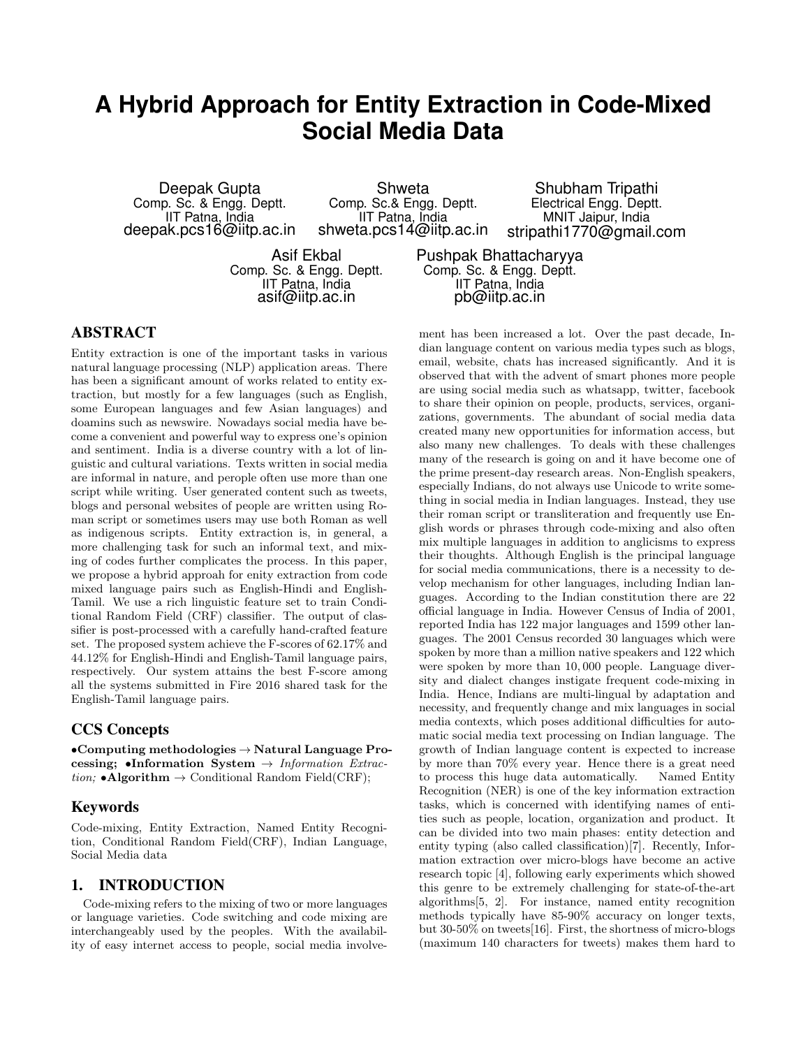# A Hybrid Approach for Entity Extraction in Code-Mixed Social Media Data

Deepak Gupta
Comp. Sc. & Engg. Deptt.
IIT Patna, India
deepak.pcs16@iitp.ac.in

Shweta
Comp. Sc.& Engg. Deptt.
IIT Patna, India
shweta.pcs14@iitp.ac.in

Shubham Tripathi
Electrical Engg. Deptt.
MNIT Jaipur, India
stripathi1770@gmail.com

Asif Ekbal
Comp. Sc. & Engg. Deptt.
IIT Patna, India
asif@iitp.ac.in

Pushpak Bhattacharyya
Comp. Sc. & Engg. Deptt.
IIT Patna, India
pb@iitp.ac.in

## ABSTRACT

Entity extraction is one of the important tasks in various natural language processing (NLP) application areas. There has been a significant amount of works related to entity extraction, but mostly for a few languages (such as English, some European languages and few Asian languages) and doamins such as newswire. Nowadays social media have become a convenient and powerful way to express one's opinion and sentiment. India is a diverse country with a lot of linguistic and cultural variations. Texts written in social media are informal in nature, and perople often use more than one script while writing. User generated content such as tweets, blogs and personal websites of people are written using Roman script or sometimes users may use both Roman as well as indigenous scripts. Entity extraction is, in general, a more challenging task for such an informal text, and mixing of codes further complicates the process. In this paper, we propose a hybrid approah for enity extraction from code mixed language pairs such as English-Hindi and English-Tamil. We use a rich linguistic feature set to train Conditional Random Field (CRF) classifier. The output of classifier is post-processed with a carefully hand-crafted feature set. The proposed system achieve the F-scores of 62.17% and 44.12% for English-Hindi and English-Tamil language pairs, respectively. Our system attains the best F-score among all the systems submitted in Fire 2016 shared task for the English-Tamil language pairs.

## CCS Concepts

•**Computing methodologies** → **Natural Language Processing;** •**Information System** → *Information Extraction;* •**Algorithm** → Conditional Random Field(CRF);

## Keywords

Code-mixing, Entity Extraction, Named Entity Recognition, Conditional Random Field(CRF), Indian Language, Social Media data

## 1. INTRODUCTION

Code-mixing refers to the mixing of two or more languages or language varieties. Code switching and code mixing are interchangeably used by the peoples. With the availability of easy internet access to people, social media involvement has been increased a lot. Over the past decade, Indian language content on various media types such as blogs, email, website, chats has increased significantly. And it is observed that with the advent of smart phones more people are using social media such as whatsapp, twitter, facebook to share their opinion on people, products, services, organizations, governments. The abundant of social media data created many new opportunities for information access, but also many new challenges. To deals with these challenges many of the research is going on and it have become one of the prime present-day research areas. Non-English speakers, especially Indians, do not always use Unicode to write something in social media in Indian languages. Instead, they use their roman script or transliteration and frequently use English words or phrases through code-mixing and also often mix multiple languages in addition to anglicisms to express their thoughts. Although English is the principal language for social media communications, there is a necessity to develop mechanism for other languages, including Indian languages. According to the Indian constitution there are 22 official language in India. However Census of India of 2001, reported India has 122 major languages and 1599 other languages. The 2001 Census recorded 30 languages which were spoken by more than a million native speakers and 122 which were spoken by more than 10,000 people. Language diversity and dialect changes instigate frequent code-mixing in India. Hence, Indians are multi-lingual by adaptation and necessity, and frequently change and mix languages in social media contexts, which poses additional difficulties for automatic social media text processing on Indian language. The growth of Indian language content is expected to increase by more than 70% every year. Hence there is a great need to process this huge data automatically. Named Entity Recognition (NER) is one of the key information extraction tasks, which is concerned with identifying names of entities such as people, location, organization and product. It can be divided into two main phases: entity detection and entity typing (also called classification)[7]. Recently, Information extraction over micro-blogs have become an active research topic [4], following early experiments which showed this genre to be extremely challenging for state-of-the-art algorithms[5, 2]. For instance, named entity recognition methods typically have 85-90% accuracy on longer texts, but 30-50% on tweets[16]. First, the shortness of micro-blogs (maximum 140 characters for tweets) makes them hard to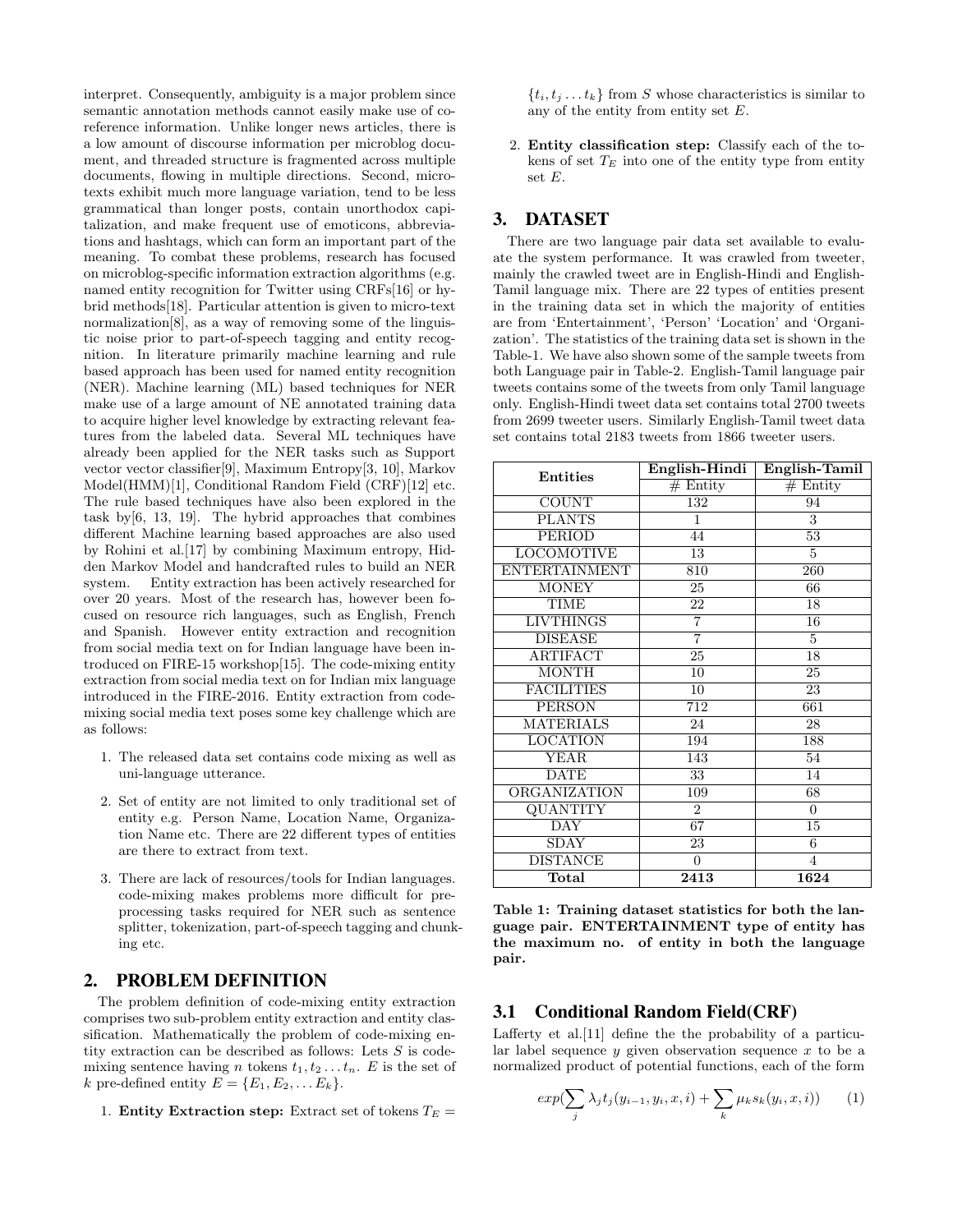interpret. Consequently, ambiguity is a major problem since semantic annotation methods cannot easily make use of coreference information. Unlike longer news articles, there is a low amount of discourse information per microblog document, and threaded structure is fragmented across multiple documents, flowing in multiple directions. Second, microtexts exhibit much more language variation, tend to be less grammatical than longer posts, contain unorthodox capitalization, and make frequent use of emoticons, abbreviations and hashtags, which can form an important part of the meaning. To combat these problems, research has focused on microblog-specific information extraction algorithms (e.g. named entity recognition for Twitter using CRFs[16] or hybrid methods[18]. Particular attention is given to micro-text normalization[8], as a way of removing some of the linguistic noise prior to part-of-speech tagging and entity recognition. In literature primarily machine learning and rule based approach has been used for named entity recognition (NER). Machine learning (ML) based techniques for NER make use of a large amount of NE annotated training data to acquire higher level knowledge by extracting relevant features from the labeled data. Several ML techniques have already been applied for the NER tasks such as Support vector vector classifier[9], Maximum Entropy[3, 10], Markov Model(HMM)[1], Conditional Random Field (CRF)[12] etc. The rule based techniques have also been explored in the task by[6, 13, 19]. The hybrid approaches that combines different Machine learning based approaches are also used by Rohini et al.[17] by combining Maximum entropy, Hidden Markov Model and handcrafted rules to build an NER system. Entity extraction has been actively researched for over 20 years. Most of the research has, however been focused on resource rich languages, such as English, French and Spanish. However entity extraction and recognition from social media text on for Indian language have been introduced on FIRE-15 workshop[15]. The code-mixing entity extraction from social media text on for Indian mix language introduced in the FIRE-2016. Entity extraction from code-mixing social media text poses some key challenge which are as follows:

1. The released data set contains code mixing as well as uni-language utterance.
2. Set of entity are not limited to only traditional set of entity e.g. Person Name, Location Name, Organization Name etc. There are 22 different types of entities are there to extract from text.
3. There are lack of resources/tools for Indian languages. code-mixing makes problems more difficult for preprocessing tasks required for NER such as sentence splitter, tokenization, part-of-speech tagging and chunking etc.

## 2. PROBLEM DEFINITION

The problem definition of code-mixing entity extraction comprises two sub-problem entity extraction and entity classification. Mathematically the problem of code-mixing entity extraction can be described as follows: Lets $S$ is code-mixing sentence having $n$ tokens $t_1, t_2 \ldots t_n$. $E$ is the set of $k$ pre-defined entity $E = \{E_1, E_2, \ldots E_k\}$.

1. **Entity Extraction step:** Extract set of tokens $T_E = \{t_i, t_j \ldots t_k\}$ from $S$ whose characteristics is similar to any of the entity from entity set $E$.
2. **Entity classification step:** Classify each of the tokens of set $T_E$ into one of the entity type from entity set $E$.

## 3. DATASET

There are two language pair data set available to evaluate the system performance. It was crawled from tweeter, mainly the crawled tweet are in English-Hindi and English-Tamil language mix. There are 22 types of entities present in the training data set in which the majority of entities are from 'Entertainment', 'Person' 'Location' and 'Organization'. The statistics of the training data set is shown in the Table-1. We have also shown some of the sample tweets from both Language pair in Table-2. English-Tamil language pair tweets contains some of the tweets from only Tamil language only. English-Hindi tweet data set contains total 2700 tweets from 2699 tweeter users. Similarly English-Tamil tweet data set contains total 2183 tweets from 1866 tweeter users.

| Entities | English-Hindi | English-Tamil |
|---|---|---|
| | # Entity | # Entity |
| COUNT | 132 | 94 |
| PLANTS | 1 | 3 |
| PERIOD | 44 | 53 |
| LOCOMOTIVE | 13 | 5 |
| ENTERTAINMENT | 810 | 260 |
| MONEY | 25 | 66 |
| TIME | 22 | 18 |
| LIVTHINGS | 7 | 16 |
| DISEASE | 7 | 5 |
| ARTIFACT | 25 | 18 |
| MONTH | 10 | 25 |
| FACILITIES | 10 | 23 |
| PERSON | 712 | 661 |
| MATERIALS | 24 | 28 |
| LOCATION | 194 | 188 |
| YEAR | 143 | 54 |
| DATE | 33 | 14 |
| ORGANIZATION | 109 | 68 |
| QUANTITY | 2 | 0 |
| DAY | 67 | 15 |
| SDAY | 23 | 6 |
| DISTANCE | 0 | 4 |
| **Total** | **2413** | **1624** |

**Table 1: Training dataset statistics for both the language pair. ENTERTAINMENT type of entity has the maximum no. of entity in both the language pair.**

### 3.1 Conditional Random Field(CRF)

Lafferty et al.[11] define the the probability of a particular label sequence $y$ given observation sequence $x$ to be a normalized product of potential functions, each of the form

$$exp(\sum_j \lambda_j t_j(y_{i-1}, y_i, x, i) + \sum_k \mu_k s_k(y_i, x, i)) \qquad (1)$$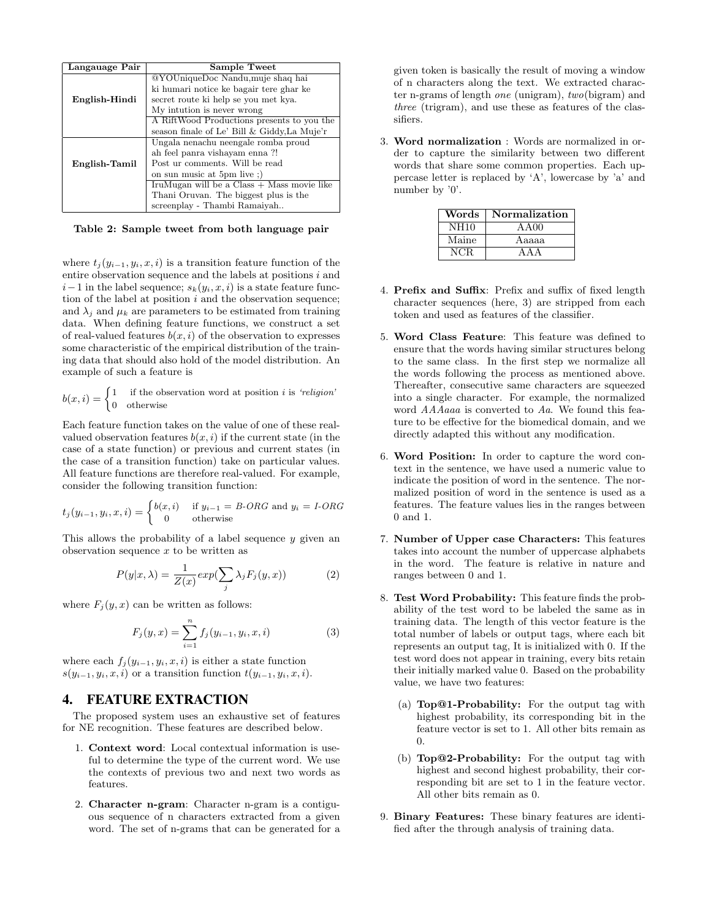| Langauage Pair | Sample Tweet |
|---|---|
| **English-Hindi** | @YOUniqueDoc Nandu,muje shaq hai ki humari notice ke bagair tere ghar ke secret route ki help se you met kya. My intution is never wrong |
| | A RiftWood Productions presents to you the season finale of Le' Bill & Giddy,La Muje'r |
| **English-Tamil** | Ungala nenachu neengale romba proud ah feel panra vishayam enna ?! Post ur comments. Will be read on sun music at 5pm live ;) |
| | IruMugan will be a Class + Mass movie like Thani Oruvan. The biggest plus is the screenplay - Thambi Ramaiyah.. |

**Table 2: Sample tweet from both language pair**

where $t_j(y_{i-1}, y_i, x, i)$ is a transition feature function of the entire observation sequence and the labels at positions $i$ and $i-1$ in the label sequence; $s_k(y_i, x, i)$ is a state feature function of the label at position $i$ and the observation sequence; and $\lambda_j$ and $\mu_k$ are parameters to be estimated from training data. When defining feature functions, we construct a set of real-valued features $b(x, i)$ of the observation to expresses some characteristic of the empirical distribution of the training data that should also hold of the model distribution. An example of such a feature is

$$b(x,i) = \begin{cases} 1 & \text{if the observation word at position } i \text{ is } \textit{'religion'} \\ 0 & \text{otherwise} \end{cases}$$

Each feature function takes on the value of one of these real-valued observation features $b(x, i)$ if the current state (in the case of a state function) or previous and current states (in the case of a transition function) take on particular values. All feature functions are therefore real-valued. For example, consider the following transition function:

$$t_j(y_{i-1}, y_i, x, i) = \begin{cases} b(x,i) & \text{if } y_{i-1} = \textit{B-ORG} \text{ and } y_i = \textit{I-ORG} \\ 0 & \text{otherwise} \end{cases}$$

This allows the probability of a label sequence $y$ given an observation sequence $x$ to be written as

$$P(y|x, \lambda) = \frac{1}{Z(x)} exp(\sum_j \lambda_j F_j(y, x)) \tag{2}$$

where $F_j(y, x)$ can be written as follows:

$$F_j(y, x) = \sum_{i=1}^{n} f_j(y_{i-1}, y_i, x, i) \tag{3}$$

where each $f_j(y_{i-1}, y_i, x, i)$ is either a state function $s(y_{i-1}, y_i, x, i)$ or a transition function $t(y_{i-1}, y_i, x, i)$.

# 4. FEATURE EXTRACTION

The proposed system uses an exhaustive set of features for NE recognition. These features are described below.

1. **Context word**: Local contextual information is useful to determine the type of the current word. We use the contexts of previous two and next two words as features.

2. **Character n-gram**: Character n-gram is a contiguous sequence of n characters extracted from a given word. The set of n-grams that can be generated for a given token is basically the result of moving a window of n characters along the text. We extracted character n-grams of length *one* (unigram), *two*(bigram) and *three* (trigram), and use these as features of the classifiers.

3. **Word normalization** : Words are normalized in order to capture the similarity between two different words that share some common properties. Each uppercase letter is replaced by 'A', lowercase by 'a' and number by '0'.

| Words | Normalization |
|---|---|
| NH10 | AA00 |
| Maine | Aaaaa |
| NCR | AAA |

4. **Prefix and Suffix**: Prefix and suffix of fixed length character sequences (here, 3) are stripped from each token and used as features of the classifier.

5. **Word Class Feature**: This feature was defined to ensure that the words having similar structures belong to the same class. In the first step we normalize all the words following the process as mentioned above. Thereafter, consecutive same characters are squeezed into a single character. For example, the normalized word *AAAaaa* is converted to *Aa*. We found this feature to be effective for the biomedical domain, and we directly adapted this without any modification.

6. **Word Position:** In order to capture the word context in the sentence, we have used a numeric value to indicate the position of word in the sentence. The normalized position of word in the sentence is used as a features. The feature values lies in the ranges between 0 and 1.

7. **Number of Upper case Characters:** This features takes into account the number of uppercase alphabets in the word. The feature is relative in nature and ranges between 0 and 1.

8. **Test Word Probability:** This feature finds the probability of the test word to be labeled the same as in training data. The length of this vector feature is the total number of labels or output tags, where each bit represents an output tag, It is initialized with 0. If the test word does not appear in training, every bits retain their initially marked value 0. Based on the probability value, we have two features:

   (a) **Top@1-Probability:** For the output tag with highest probability, its corresponding bit in the feature vector is set to 1. All other bits remain as 0.

   (b) **Top@2-Probability:** For the output tag with highest and second highest probability, their corresponding bit are set to 1 in the feature vector. All other bits remain as 0.

9. **Binary Features:** These binary features are identified after the through analysis of training data.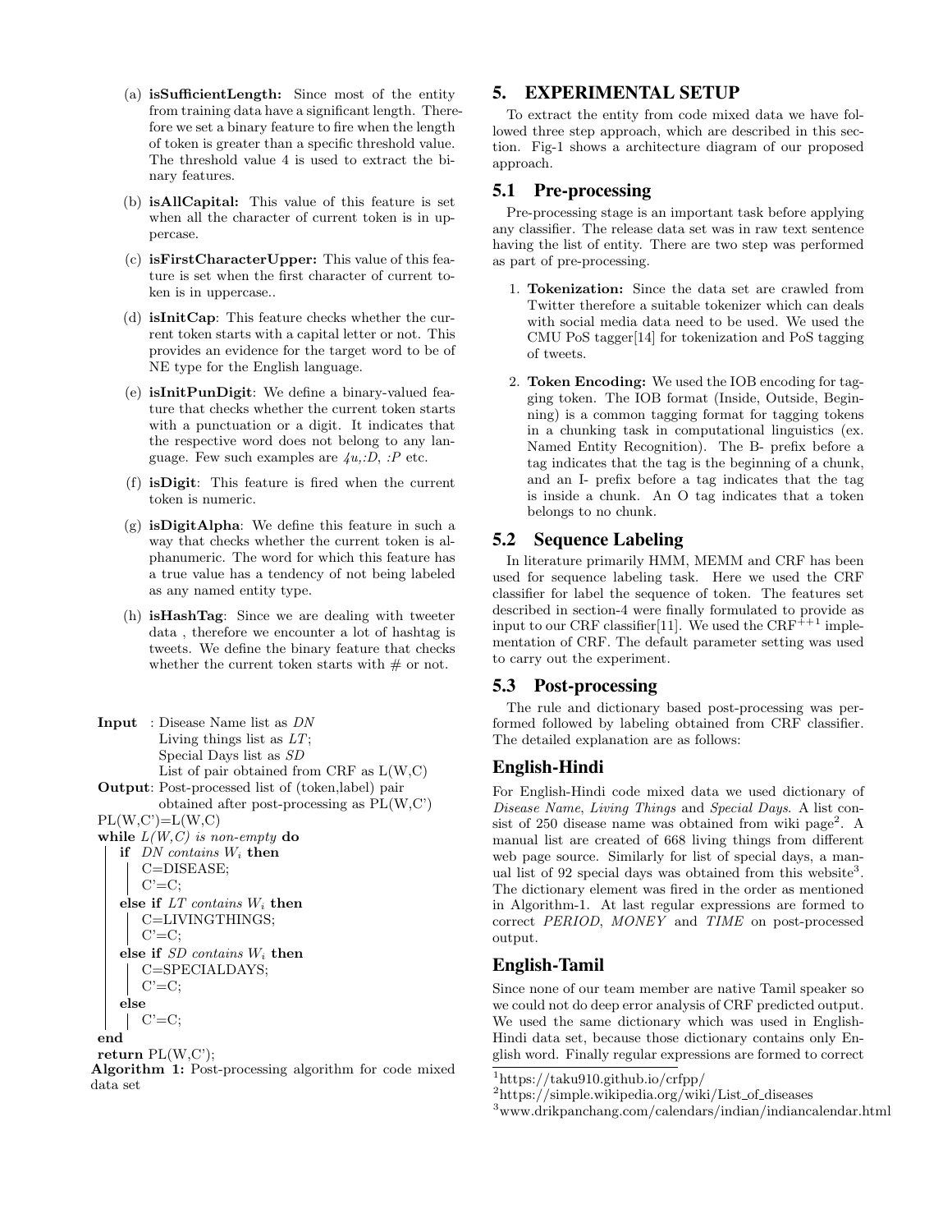(a) **isSufficientLength:** Since most of the entity from training data have a significant length. Therefore we set a binary feature to fire when the length of token is greater than a specific threshold value. The threshold value 4 is used to extract the binary features.

(b) **isAllCapital:** This value of this feature is set when all the character of current token is in uppercase.

(c) **isFirstCharacterUpper:** This value of this feature is set when the first character of current token is in uppercase..

(d) **isInitCap**: This feature checks whether the current token starts with a capital letter or not. This provides an evidence for the target word to be of NE type for the English language.

(e) **isInitPunDigit**: We define a binary-valued feature that checks whether the current token starts with a punctuation or a digit. It indicates that the respective word does not belong to any language. Few such examples are *4u,:D*, *:P* etc.

(f) **isDigit**: This feature is fired when the current token is numeric.

(g) **isDigitAlpha**: We define this feature in such a way that checks whether the current token is alphanumeric. The word for which this feature has a true value has a tendency of not being labeled as any named entity type.

(h) **isHashTag**: Since we are dealing with tweeter data , therefore we encounter a lot of hashtag is tweets. We define the binary feature that checks whether the current token starts with # or not.

```
Input  : Disease Name list as DN
         Living things list as LT;
         Special Days list as SD
         List of pair obtained from CRF as L(W,C)
Output: Post-processed list of (token,label) pair
         obtained after post-processing as PL(W,C')
PL(W,C')=L(W,C)
while L(W,C) is non-empty do
    if DN contains W_i then
        C=DISEASE;
        C'=C;
    else if LT contains W_i then
        C=LIVINGTHINGS;
        C'=C;
    else if SD contains W_i then
        C=SPECIALDAYS;
        C'=C;
    else
        C'=C;
end
return PL(W,C');
```

**Algorithm 1:** Post-processing algorithm for code mixed data set

## 5. EXPERIMENTAL SETUP

To extract the entity from code mixed data we have followed three step approach, which are described in this section. Fig-1 shows a architecture diagram of our proposed approach.

### 5.1 Pre-processing

Pre-processing stage is an important task before applying any classifier. The release data set was in raw text sentence having the list of entity. There are two step was performed as part of pre-processing.

1. **Tokenization:** Since the data set are crawled from Twitter therefore a suitable tokenizer which can deals with social media data need to be used. We used the CMU PoS tagger[14] for tokenization and PoS tagging of tweets.

2. **Token Encoding:** We used the IOB encoding for tagging token. The IOB format (Inside, Outside, Beginning) is a common tagging format for tagging tokens in a chunking task in computational linguistics (ex. Named Entity Recognition). The B- prefix before a tag indicates that the tag is the beginning of a chunk, and an I- prefix before a tag indicates that the tag is inside a chunk. An O tag indicates that a token belongs to no chunk.

### 5.2 Sequence Labeling

In literature primarily HMM, MEMM and CRF has been used for sequence labeling task. Here we used the CRF classifier for label the sequence of token. The features set described in section-4 were finally formulated to provide as input to our CRF classifier[11]. We used the CRF++[1] implementation of CRF. The default parameter setting was used to carry out the experiment.

### 5.3 Post-processing

The rule and dictionary based post-processing was performed followed by labeling obtained from CRF classifier. The detailed explanation are as follows:

### English-Hindi

For English-Hindi code mixed data we used dictionary of *Disease Name*, *Living Things* and *Special Days*. A list consist of 250 disease name was obtained from wiki page[2]. A manual list are created of 668 living things from different web page source. Similarly for list of special days, a manual list of 92 special days was obtained from this website[3]. The dictionary element was fired in the order as mentioned in Algorithm-1. At last regular expressions are formed to correct *PERIOD*, *MONEY* and *TIME* on post-processed output.

### English-Tamil

Since none of our team member are native Tamil speaker so we could not do deep error analysis of CRF predicted output. We used the same dictionary which was used in English-Hindi data set, because those dictionary contains only English word. Finally regular expressions are formed to correct

---

[1] https://taku910.github.io/crfpp/

[2] https://simple.wikipedia.org/wiki/List_of_diseases

[3] www.drikpanchang.com/calendars/indian/indiancalendar.html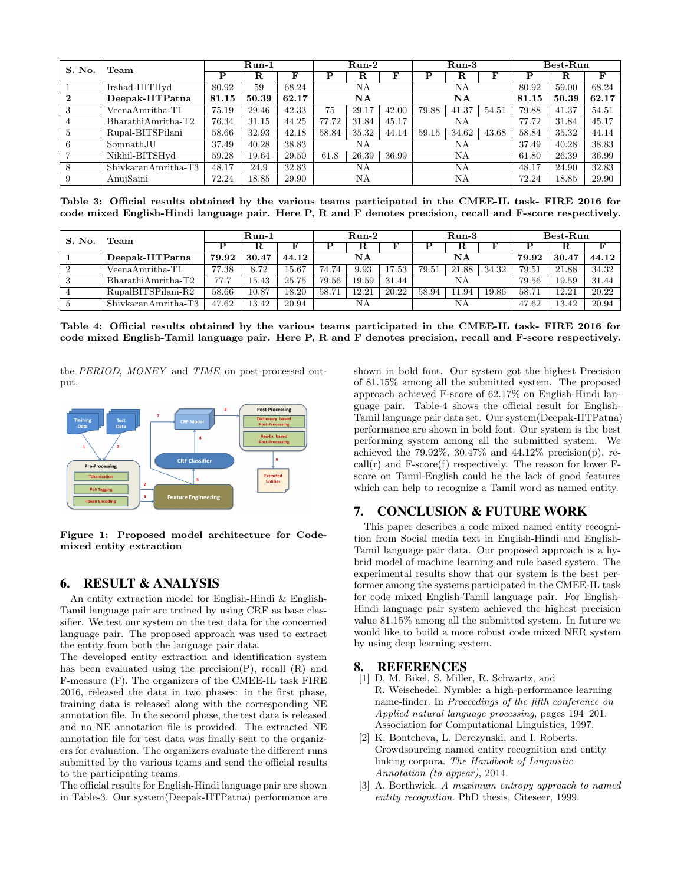| S. No. | Team | Run-1 | | | Run-2 | | | Run-3 | | | Best-Run | | |
|---|---|---|---|---|---|---|---|---|---|---|---|---|---|
| | | P | R | F | P | R | F | P | R | F | P | R | F |
| 1 | Irshad-IIITHyd | 80.92 | 59 | 68.24 | NA | | | NA | | | 80.92 | 59.00 | 68.24 |
| **2** | **Deepak-IITPatna** | **81.15** | **50.39** | **62.17** | **NA** | | | **NA** | | | **81.15** | **50.39** | **62.17** |
| 3 | VeenaAmritha-T1 | 75.19 | 29.46 | 42.33 | 75 | 29.17 | 42.00 | 79.88 | 41.37 | 54.51 | 79.88 | 41.37 | 54.51 |
| 4 | BharathiAmritha-T2 | 76.34 | 31.15 | 44.25 | 77.72 | 31.84 | 45.17 | NA | | | 77.72 | 31.84 | 45.17 |
| 5 | Rupal-BITSPilani | 58.66 | 32.93 | 42.18 | 58.84 | 35.32 | 44.14 | 59.15 | 34.62 | 43.68 | 58.84 | 35.32 | 44.14 |
| 6 | SomnathJU | 37.49 | 40.28 | 38.83 | NA | | | NA | | | 37.49 | 40.28 | 38.83 |
| 7 | Nikhil-BITSHyd | 59.28 | 19.64 | 29.50 | 61.8 | 26.39 | 36.99 | NA | | | 61.80 | 26.39 | 36.99 |
| 8 | ShivkaranAmritha-T3 | 48.17 | 24.9 | 32.83 | NA | | | NA | | | 48.17 | 24.90 | 32.83 |
| 9 | AnujSaini | 72.24 | 18.85 | 29.90 | NA | | | NA | | | 72.24 | 18.85 | 29.90 |

**Table 3: Official results obtained by the various teams participated in the CMEE-IL task- FIRE 2016 for code mixed English-Hindi language pair. Here P, R and F denotes precision, recall and F-score respectively.**

| S. No. | Team | Run-1 | | | Run-2 | | | Run-3 | | | Best-Run | | |
|---|---|---|---|---|---|---|---|---|---|---|---|---|---|
| | | P | R | F | P | R | F | P | R | F | P | R | F |
| **1** | **Deepak-IITPatna** | **79.92** | **30.47** | **44.12** | **NA** | | | **NA** | | | **79.92** | **30.47** | **44.12** |
| 2 | VeenaAmritha-T1 | 77.38 | 8.72 | 15.67 | 74.74 | 9.93 | 17.53 | 79.51 | 21.88 | 34.32 | 79.51 | 21.88 | 34.32 |
| 3 | BharathiAmritha-T2 | 77.7 | 15.43 | 25.75 | 79.56 | 19.59 | 31.44 | NA | | | 79.56 | 19.59 | 31.44 |
| 4 | RupalBITSPilani-R2 | 58.66 | 10.87 | 18.20 | 58.71 | 12.21 | 20.22 | 58.94 | 11.94 | 19.86 | 58.71 | 12.21 | 20.22 |
| 5 | ShivkaranAmritha-T3 | 47.62 | 13.42 | 20.94 | NA | | | NA | | | 47.62 | 13.42 | 20.94 |

**Table 4: Official results obtained by the various teams participated in the CMEE-IL task- FIRE 2016 for code mixed English-Tamil language pair. Here P, R and F denotes precision, recall and F-score respectively.**

the *PERIOD*, *MONEY* and *TIME* on post-processed output.

**Figure 1: Proposed model architecture for Code-mixed entity extraction**

## 6. RESULT & ANALYSIS

An entity extraction model for English-Hindi & English-Tamil language pair are trained by using CRF as base classifier. We test our system on the test data for the concerned language pair. The proposed approach was used to extract the entity from both the language pair data.

The developed entity extraction and identification system has been evaluated using the precision(P), recall (R) and F-measure (F). The organizers of the CMEE-IL task FIRE 2016, released the data in two phases: in the first phase, training data is released along with the corresponding NE annotation file. In the second phase, the test data is released and no NE annotation file is provided. The extracted NE annotation file for test data was finally sent to the organizers for evaluation. The organizers evaluate the different runs submitted by the various teams and send the official results to the participating teams.

The official results for English-Hindi language pair are shown in Table-3. Our system(Deepak-IITPatna) performance are shown in bold font. Our system got the highest Precision of 81.15% among all the submitted system. The proposed approach achieved F-score of 62.17% on English-Hindi language pair. Table-4 shows the official result for English-Tamil language pair data set. Our system(Deepak-IITPatna) performance are shown in bold font. Our system is the best performing system among all the submitted system. We achieved the 79.92%, 30.47% and 44.12% precision(p), recall(r) and F-score(f) respectively. The reason for lower F-score on Tamil-English could be the lack of good features which can help to recognize a Tamil word as named entity.

## 7. CONCLUSION & FUTURE WORK

This paper describes a code mixed named entity recognition from Social media text in English-Hindi and English-Tamil language pair data. Our proposed approach is a hybrid model of machine learning and rule based system. The experimental results show that our system is the best performer among the systems participated in the CMEE-IL task for code mixed English-Tamil language pair. For English-Hindi language pair system achieved the highest precision value 81.15% among all the submitted system. In future we would like to build a more robust code mixed NER system by using deep learning system.

## 8. REFERENCES

[1] D. M. Bikel, S. Miller, R. Schwartz, and R. Weischedel. Nymble: a high-performance learning name-finder. In *Proceedings of the fifth conference on Applied natural language processing*, pages 194–201. Association for Computational Linguistics, 1997.

[2] K. Bontcheva, L. Derczynski, and I. Roberts. Crowdsourcing named entity recognition and entity linking corpora. *The Handbook of Linguistic Annotation (to appear)*, 2014.

[3] A. Borthwick. *A maximum entropy approach to named entity recognition*. PhD thesis, Citeseer, 1999.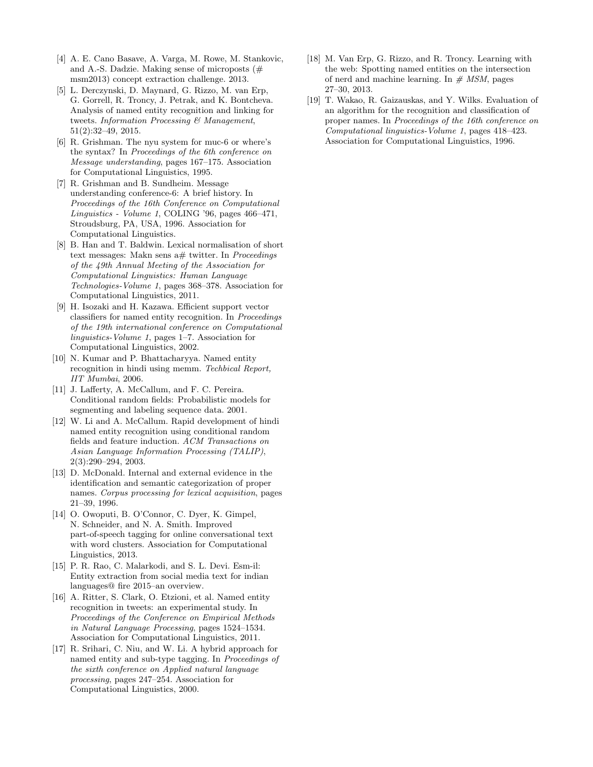[4] A. E. Cano Basave, A. Varga, M. Rowe, M. Stankovic, and A.-S. Dadzie. Making sense of microposts (# msm2013) concept extraction challenge. 2013.

[5] L. Derczynski, D. Maynard, G. Rizzo, M. van Erp, G. Gorrell, R. Troncy, J. Petrak, and K. Bontcheva. Analysis of named entity recognition and linking for tweets. *Information Processing & Management*, 51(2):32–49, 2015.

[6] R. Grishman. The nyu system for muc-6 or where's the syntax? In *Proceedings of the 6th conference on Message understanding*, pages 167–175. Association for Computational Linguistics, 1995.

[7] R. Grishman and B. Sundheim. Message understanding conference-6: A brief history. In *Proceedings of the 16th Conference on Computational Linguistics - Volume 1*, COLING '96, pages 466–471, Stroudsburg, PA, USA, 1996. Association for Computational Linguistics.

[8] B. Han and T. Baldwin. Lexical normalisation of short text messages: Makn sens a# twitter. In *Proceedings of the 49th Annual Meeting of the Association for Computational Linguistics: Human Language Technologies-Volume 1*, pages 368–378. Association for Computational Linguistics, 2011.

[9] H. Isozaki and H. Kazawa. Efficient support vector classifiers for named entity recognition. In *Proceedings of the 19th international conference on Computational linguistics-Volume 1*, pages 1–7. Association for Computational Linguistics, 2002.

[10] N. Kumar and P. Bhattacharyya. Named entity recognition in hindi using memm. *Techbical Report, IIT Mumbai*, 2006.

[11] J. Lafferty, A. McCallum, and F. C. Pereira. Conditional random fields: Probabilistic models for segmenting and labeling sequence data. 2001.

[12] W. Li and A. McCallum. Rapid development of hindi named entity recognition using conditional random fields and feature induction. *ACM Transactions on Asian Language Information Processing (TALIP)*, 2(3):290–294, 2003.

[13] D. McDonald. Internal and external evidence in the identification and semantic categorization of proper names. *Corpus processing for lexical acquisition*, pages 21–39, 1996.

[14] O. Owoputi, B. O'Connor, C. Dyer, K. Gimpel, N. Schneider, and N. A. Smith. Improved part-of-speech tagging for online conversational text with word clusters. Association for Computational Linguistics, 2013.

[15] P. R. Rao, C. Malarkodi, and S. L. Devi. Esm-il: Entity extraction from social media text for indian languages@ fire 2015–an overview.

[16] A. Ritter, S. Clark, O. Etzioni, et al. Named entity recognition in tweets: an experimental study. In *Proceedings of the Conference on Empirical Methods in Natural Language Processing*, pages 1524–1534. Association for Computational Linguistics, 2011.

[17] R. Srihari, C. Niu, and W. Li. A hybrid approach for named entity and sub-type tagging. In *Proceedings of the sixth conference on Applied natural language processing*, pages 247–254. Association for Computational Linguistics, 2000.

[18] M. Van Erp, G. Rizzo, and R. Troncy. Learning with the web: Spotting named entities on the intersection of nerd and machine learning. In *# MSM*, pages 27–30, 2013.

[19] T. Wakao, R. Gaizauskas, and Y. Wilks. Evaluation of an algorithm for the recognition and classification of proper names. In *Proceedings of the 16th conference on Computational linguistics-Volume 1*, pages 418–423. Association for Computational Linguistics, 1996.